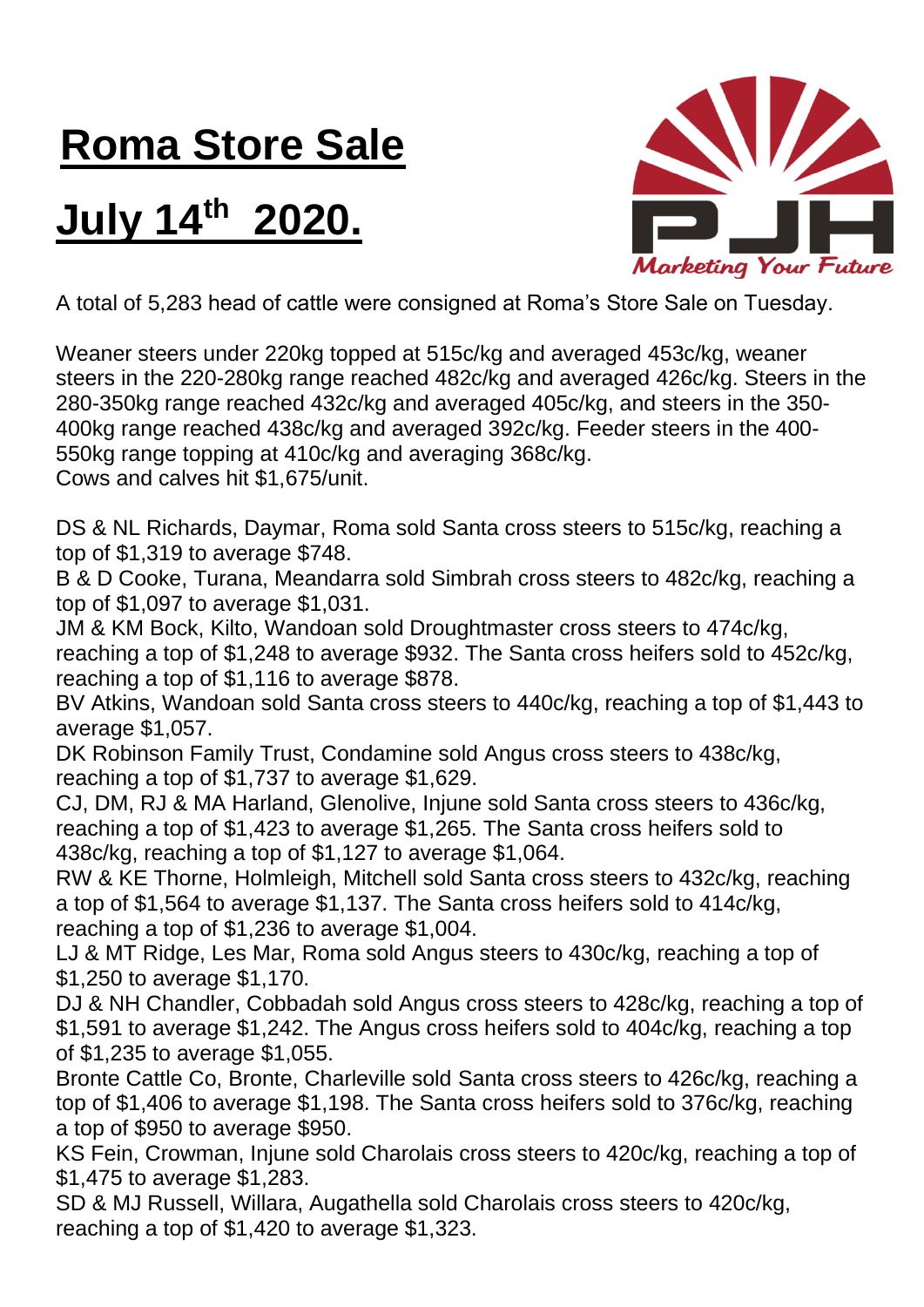# Roma Store Sale

# July 14th 2020.

A total of 5,283 head of cattle were consigned at Roma's Store Sale on Tuesday.

Weaner steers under 220kg topped at 515c/kg and averaged 453c/kg, weaner steers in the 220-280kg range reached 482c/kg and averaged 426c/kg. Steers in the 280-350kg range reached 432c/kg and averaged 405c/kg, and steers in the 350-400kg range reached 438c/kg and averaged 392c/kg. Feeder steers in the 400-550kg range topping at 410c/kg and averaging 368c/kg.
Cows and calves hit $1,675/unit.

DS & NL Richards, Daymar, Roma sold Santa cross steers to 515c/kg, reaching a top of $1,319 to average $748.
B & D Cooke, Turana, Meandarra sold Simbrah cross steers to 482c/kg, reaching a top of $1,097 to average $1,031.
JM & KM Bock, Kilto, Wandoan sold Droughtmaster cross steers to 474c/kg, reaching a top of $1,248 to average $932. The Santa cross heifers sold to 452c/kg, reaching a top of $1,116 to average $878.
BV Atkins, Wandoan sold Santa cross steers to 440c/kg, reaching a top of $1,443 to average $1,057.
DK Robinson Family Trust, Condamine sold Angus cross steers to 438c/kg, reaching a top of $1,737 to average $1,629.
CJ, DM, RJ & MA Harland, Glenolive, Injune sold Santa cross steers to 436c/kg, reaching a top of $1,423 to average $1,265. The Santa cross heifers sold to 438c/kg, reaching a top of $1,127 to average $1,064.
RW & KE Thorne, Holmleigh, Mitchell sold Santa cross steers to 432c/kg, reaching a top of $1,564 to average $1,137. The Santa cross heifers sold to 414c/kg, reaching a top of $1,236 to average $1,004.
LJ & MT Ridge, Les Mar, Roma sold Angus steers to 430c/kg, reaching a top of $1,250 to average $1,170.
DJ & NH Chandler, Cobbadah sold Angus cross steers to 428c/kg, reaching a top of $1,591 to average $1,242. The Angus cross heifers sold to 404c/kg, reaching a top of $1,235 to average $1,055.
Bronte Cattle Co, Bronte, Charleville sold Santa cross steers to 426c/kg, reaching a top of $1,406 to average $1,198. The Santa cross heifers sold to 376c/kg, reaching a top of $950 to average $950.
KS Fein, Crowman, Injune sold Charolais cross steers to 420c/kg, reaching a top of $1,475 to average $1,283.
SD & MJ Russell, Willara, Augathella sold Charolais cross steers to 420c/kg, reaching a top of $1,420 to average $1,323.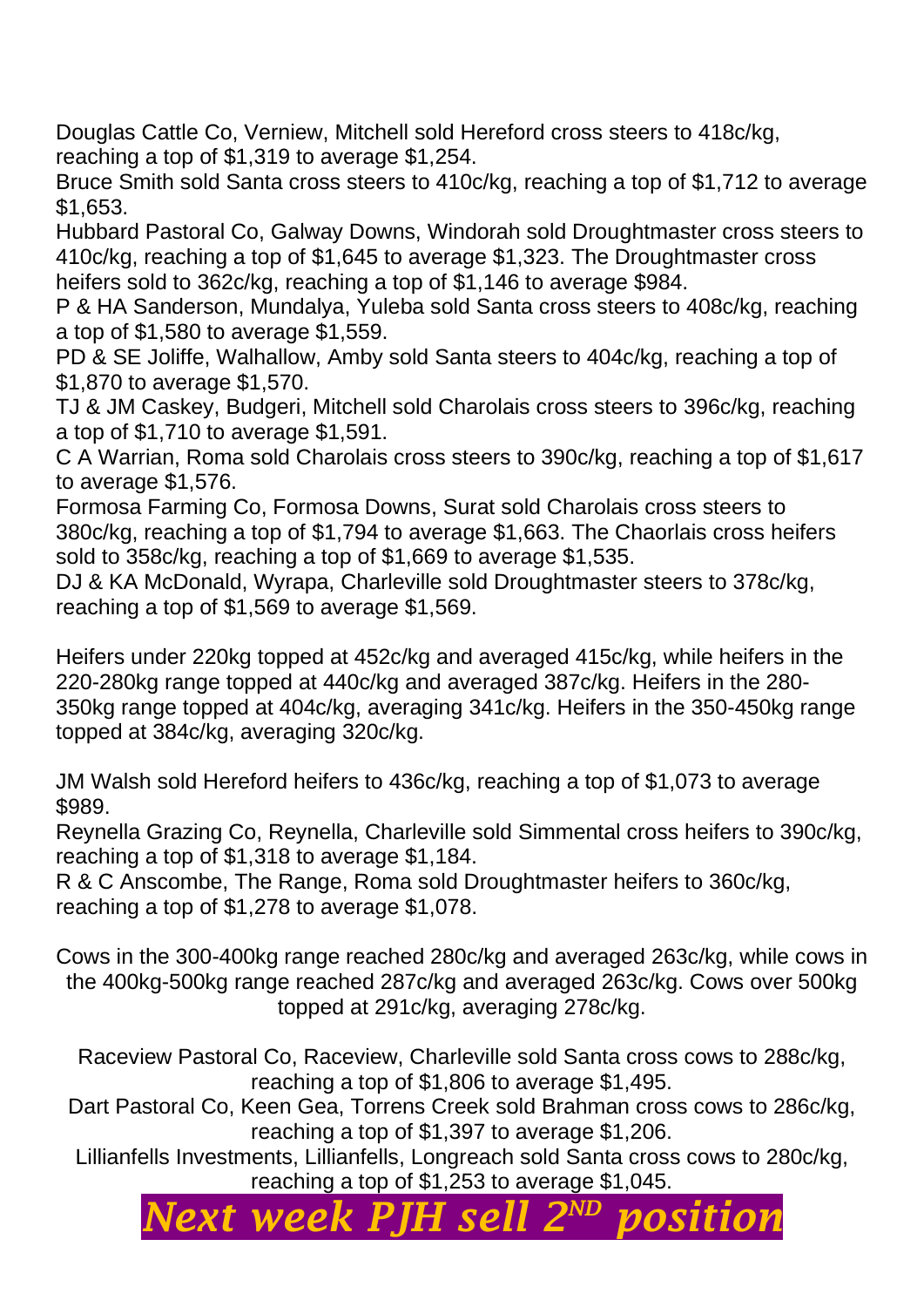Douglas Cattle Co, Verniew, Mitchell sold Hereford cross steers to 418c/kg, reaching a top of $1,319 to average $1,254.
Bruce Smith sold Santa cross steers to 410c/kg, reaching a top of $1,712 to average $1,653.
Hubbard Pastoral Co, Galway Downs, Windorah sold Droughtmaster cross steers to 410c/kg, reaching a top of $1,645 to average $1,323. The Droughtmaster cross heifers sold to 362c/kg, reaching a top of $1,146 to average $984.
P & HA Sanderson, Mundalya, Yuleba sold Santa cross steers to 408c/kg, reaching a top of $1,580 to average $1,559.
PD & SE Joliffe, Walhallow, Amby sold Santa steers to 404c/kg, reaching a top of $1,870 to average $1,570.
TJ & JM Caskey, Budgeri, Mitchell sold Charolais cross steers to 396c/kg, reaching a top of $1,710 to average $1,591.
C A Warrian, Roma sold Charolais cross steers to 390c/kg, reaching a top of $1,617 to average $1,576.
Formosa Farming Co, Formosa Downs, Surat sold Charolais cross steers to 380c/kg, reaching a top of $1,794 to average $1,663. The Chaorlais cross heifers sold to 358c/kg, reaching a top of $1,669 to average $1,535.
DJ & KA McDonald, Wyrapa, Charleville sold Droughtmaster steers to 378c/kg, reaching a top of $1,569 to average $1,569.

Heifers under 220kg topped at 452c/kg and averaged 415c/kg, while heifers in the 220-280kg range topped at 440c/kg and averaged 387c/kg. Heifers in the 280-350kg range topped at 404c/kg, averaging 341c/kg. Heifers in the 350-450kg range topped at 384c/kg, averaging 320c/kg.

JM Walsh sold Hereford heifers to 436c/kg, reaching a top of $1,073 to average $989.
Reynella Grazing Co, Reynella, Charleville sold Simmental cross heifers to 390c/kg, reaching a top of $1,318 to average $1,184.
R & C Anscombe, The Range, Roma sold Droughtmaster heifers to 360c/kg, reaching a top of $1,278 to average $1,078.

Cows in the 300-400kg range reached 280c/kg and averaged 263c/kg, while cows in the 400kg-500kg range reached 287c/kg and averaged 263c/kg. Cows over 500kg topped at 291c/kg, averaging 278c/kg.

Raceview Pastoral Co, Raceview, Charleville sold Santa cross cows to 288c/kg, reaching a top of $1,806 to average $1,495.
Dart Pastoral Co, Keen Gea, Torrens Creek sold Brahman cross cows to 286c/kg, reaching a top of $1,397 to average $1,206.
Lillianfells Investments, Lillianfells, Longreach sold Santa cross cows to 280c/kg, reaching a top of $1,253 to average $1,045.

***Next week PJH sell 2ND position***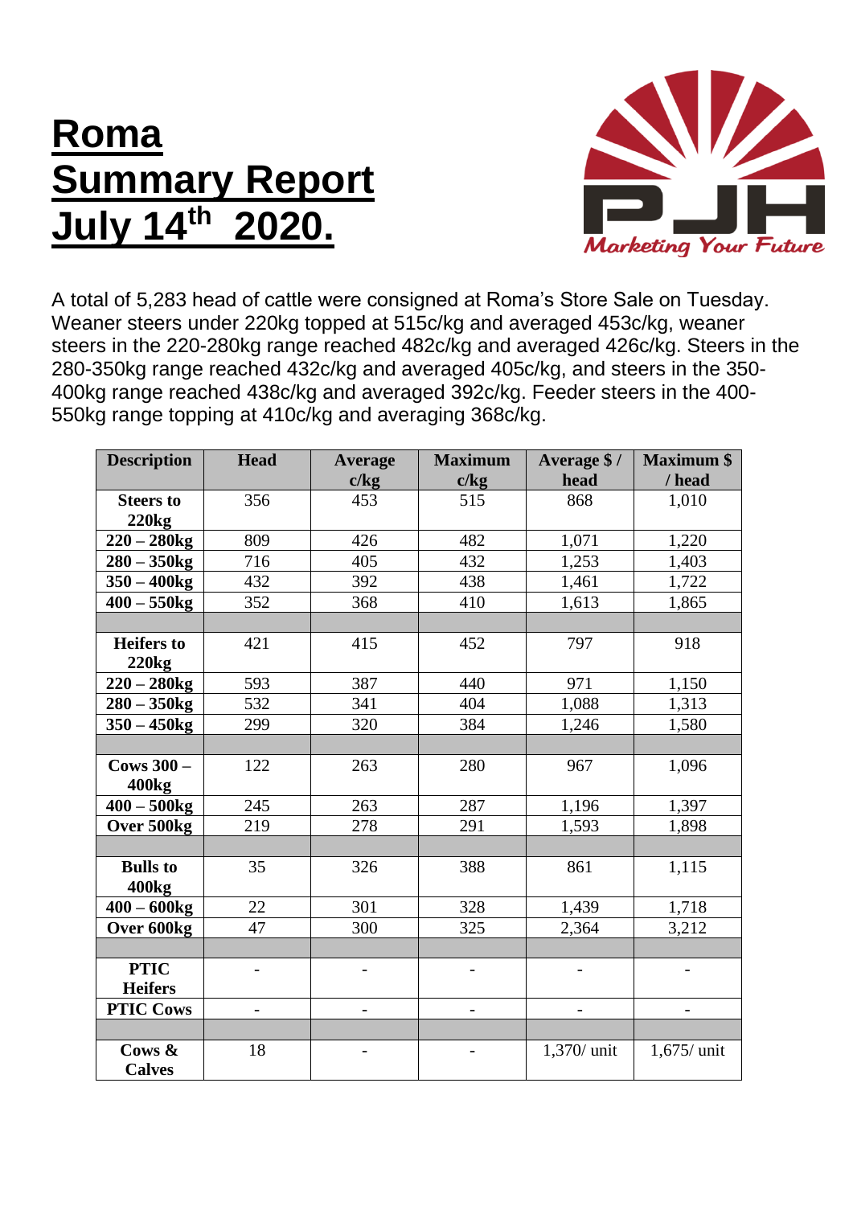# Roma Summary Report July 14th 2020.

Marketing Your Future

A total of 5,283 head of cattle were consigned at Roma's Store Sale on Tuesday. Weaner steers under 220kg topped at 515c/kg and averaged 453c/kg, weaner steers in the 220-280kg range reached 482c/kg and averaged 426c/kg. Steers in the 280-350kg range reached 432c/kg and averaged 405c/kg, and steers in the 350-400kg range reached 438c/kg and averaged 392c/kg. Feeder steers in the 400-550kg range topping at 410c/kg and averaging 368c/kg.

| Description | Head | Average c/kg | Maximum c/kg | Average $ / head | Maximum $ / head |
|---|---|---|---|---|---|
| **Steers to 220kg** | 356 | 453 | 515 | 868 | 1,010 |
| **220 – 280kg** | 809 | 426 | 482 | 1,071 | 1,220 |
| **280 – 350kg** | 716 | 405 | 432 | 1,253 | 1,403 |
| **350 – 400kg** | 432 | 392 | 438 | 1,461 | 1,722 |
| **400 – 550kg** | 352 | 368 | 410 | 1,613 | 1,865 |
| | | | | | |
| **Heifers to 220kg** | 421 | 415 | 452 | 797 | 918 |
| **220 – 280kg** | 593 | 387 | 440 | 971 | 1,150 |
| **280 – 350kg** | 532 | 341 | 404 | 1,088 | 1,313 |
| **350 – 450kg** | 299 | 320 | 384 | 1,246 | 1,580 |
| | | | | | |
| **Cows 300 – 400kg** | 122 | 263 | 280 | 967 | 1,096 |
| **400 – 500kg** | 245 | 263 | 287 | 1,196 | 1,397 |
| **Over 500kg** | 219 | 278 | 291 | 1,593 | 1,898 |
| | | | | | |
| **Bulls to 400kg** | 35 | 326 | 388 | 861 | 1,115 |
| **400 – 600kg** | 22 | 301 | 328 | 1,439 | 1,718 |
| **Over 600kg** | 47 | 300 | 325 | 2,364 | 3,212 |
| | | | | | |
| **PTIC Heifers** | - | - | - | - | - |
| **PTIC Cows** | - | - | - | - | - |
| | | | | | |
| **Cows & Calves** | 18 | - | - | 1,370/ unit | 1,675/ unit |